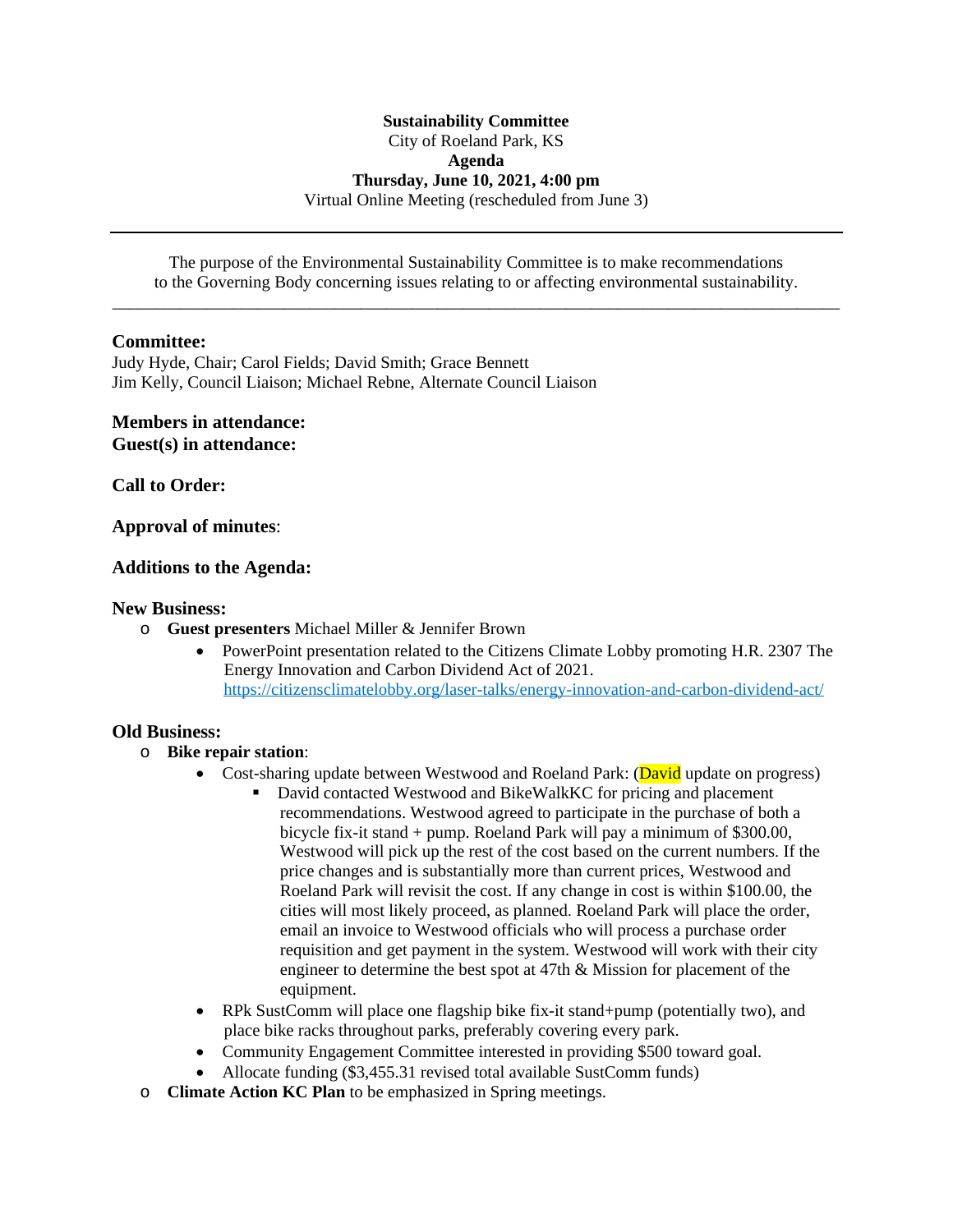**Sustainability Committee**
City of Roeland Park, KS
**Agenda**
**Thursday, June 10, 2021, 4:00 pm**
Virtual Online Meeting (rescheduled from June 3)

---

The purpose of the Environmental Sustainability Committee is to make recommendations to the Governing Body concerning issues relating to or affecting environmental sustainability.

---

**Committee:**
Judy Hyde, Chair; Carol Fields; David Smith; Grace Bennett
Jim Kelly, Council Liaison; Michael Rebne, Alternate Council Liaison

**Members in attendance:**
**Guest(s) in attendance:**

**Call to Order:**

**Approval of minutes**:

**Additions to the Agenda:**

**New Business:**

- **Guest presenters** Michael Miller & Jennifer Brown
  - PowerPoint presentation related to the Citizens Climate Lobby promoting H.R. 2307 The Energy Innovation and Carbon Dividend Act of 2021. https://citizensclimatelobby.org/laser-talks/energy-innovation-and-carbon-dividend-act/

**Old Business:**

- **Bike repair station**:
  - Cost-sharing update between Westwood and Roeland Park: (David update on progress)
    - David contacted Westwood and BikeWalkKC for pricing and placement recommendations. Westwood agreed to participate in the purchase of both a bicycle fix-it stand + pump. Roeland Park will pay a minimum of $300.00, Westwood will pick up the rest of the cost based on the current numbers. If the price changes and is substantially more than current prices, Westwood and Roeland Park will revisit the cost. If any change in cost is within $100.00, the cities will most likely proceed, as planned. Roeland Park will place the order, email an invoice to Westwood officials who will process a purchase order requisition and get payment in the system. Westwood will work with their city engineer to determine the best spot at 47th & Mission for placement of the equipment.
  - RPk SustComm will place one flagship bike fix-it stand+pump (potentially two), and place bike racks throughout parks, preferably covering every park.
  - Community Engagement Committee interested in providing $500 toward goal.
  - Allocate funding ($3,455.31 revised total available SustComm funds)
- **Climate Action KC Plan** to be emphasized in Spring meetings.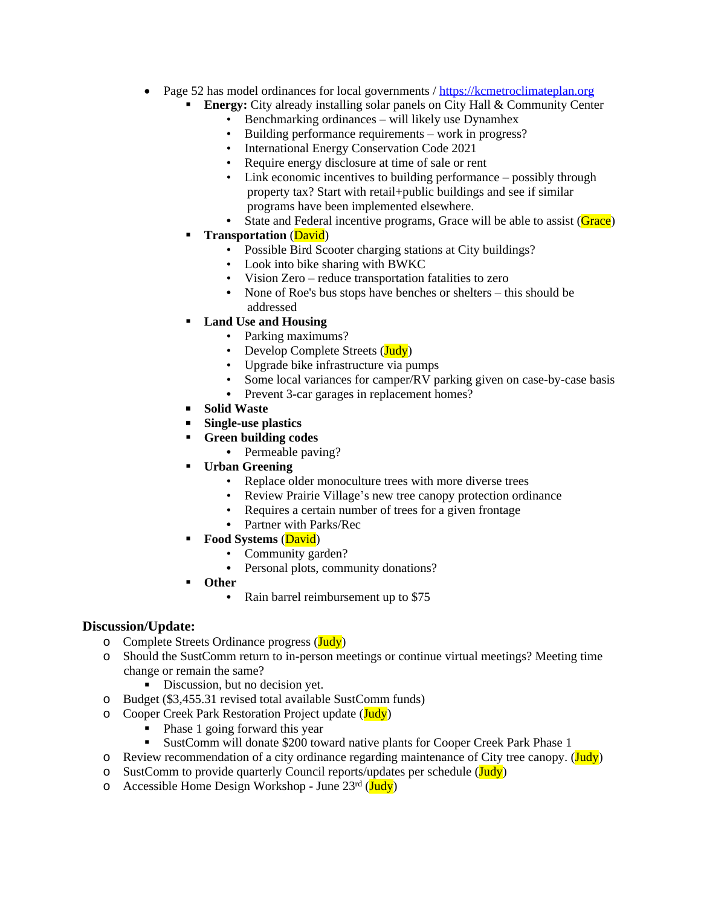- Page 52 has model ordinances for local governments / https://kcmetroclimateplan.org
  - **Energy:** City already installing solar panels on City Hall & Community Center
    - Benchmarking ordinances – will likely use Dynamhex
    - Building performance requirements – work in progress?
    - International Energy Conservation Code 2021
    - Require energy disclosure at time of sale or rent
    - Link economic incentives to building performance – possibly through property tax? Start with retail+public buildings and see if similar programs have been implemented elsewhere.
    - State and Federal incentive programs, Grace will be able to assist (Grace)
  - **Transportation** (David)
    - Possible Bird Scooter charging stations at City buildings?
    - Look into bike sharing with BWKC
    - Vision Zero – reduce transportation fatalities to zero
    - None of Roe's bus stops have benches or shelters – this should be addressed
  - **Land Use and Housing**
    - Parking maximums?
    - Develop Complete Streets (Judy)
    - Upgrade bike infrastructure via pumps
    - Some local variances for camper/RV parking given on case-by-case basis
    - Prevent 3-car garages in replacement homes?
  - **Solid Waste**
  - **Single-use plastics**
  - **Green building codes**
    - Permeable paving?
  - **Urban Greening**
    - Replace older monoculture trees with more diverse trees
    - Review Prairie Village's new tree canopy protection ordinance
    - Requires a certain number of trees for a given frontage
    - Partner with Parks/Rec
  - **Food Systems** (David)
    - Community garden?
    - Personal plots, community donations?
  - **Other**
    - Rain barrel reimbursement up to $75

## Discussion/Update:

- Complete Streets Ordinance progress (Judy)
- Should the SustComm return to in-person meetings or continue virtual meetings? Meeting time change or remain the same?
  - Discussion, but no decision yet.
- Budget ($3,455.31 revised total available SustComm funds)
- Cooper Creek Park Restoration Project update (Judy)
  - Phase 1 going forward this year
  - SustComm will donate $200 toward native plants for Cooper Creek Park Phase 1
- Review recommendation of a city ordinance regarding maintenance of City tree canopy. (Judy)
- SustComm to provide quarterly Council reports/updates per schedule (Judy)
- Accessible Home Design Workshop - June 23rd (Judy)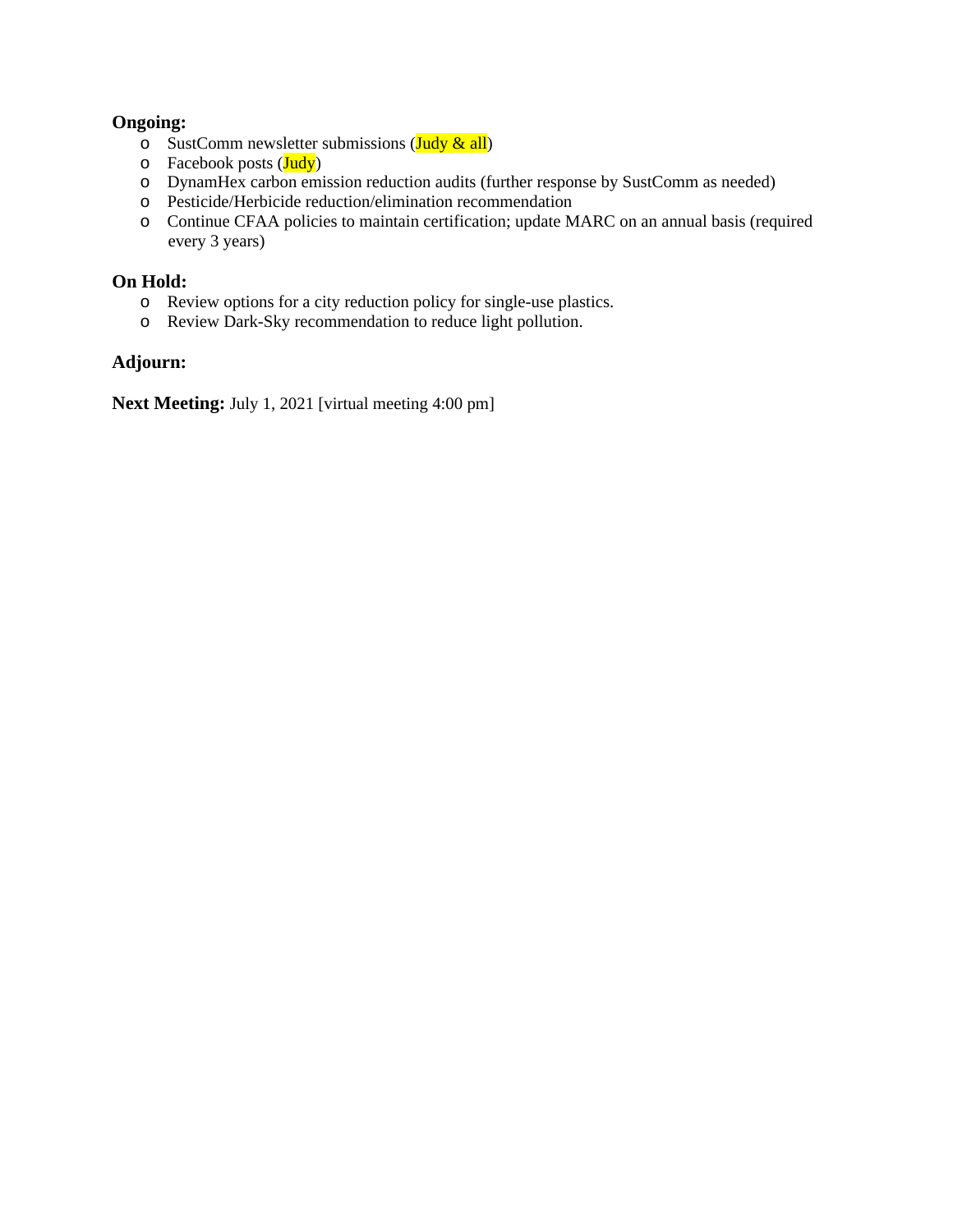**Ongoing:**

- SustComm newsletter submissions (Judy & all)
- Facebook posts (Judy)
- DynamHex carbon emission reduction audits (further response by SustComm as needed)
- Pesticide/Herbicide reduction/elimination recommendation
- Continue CFAA policies to maintain certification; update MARC on an annual basis (required every 3 years)

**On Hold:**

- Review options for a city reduction policy for single-use plastics.
- Review Dark-Sky recommendation to reduce light pollution.

**Adjourn:**

**Next Meeting:** July 1, 2021 [virtual meeting 4:00 pm]